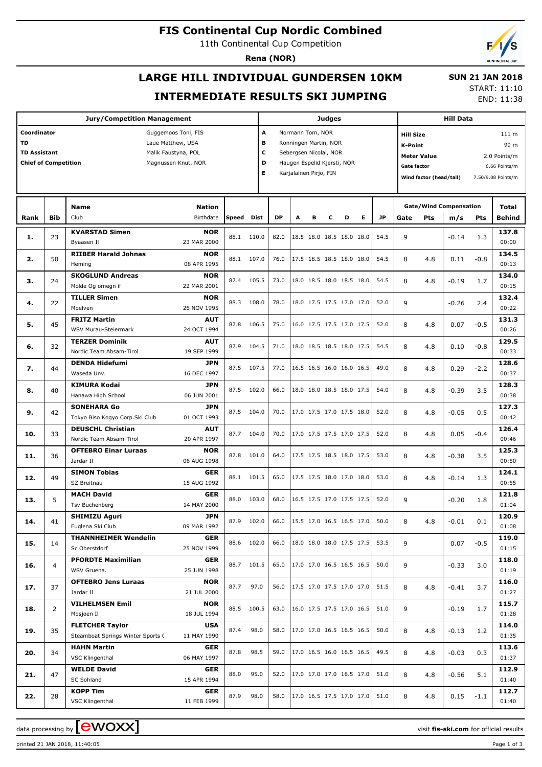# FIS Continental Cup Nordic Combined

11th Continental Cup Competition

**Rena (NOR)**

## LARGE HILL INDIVIDUAL GUNDERSEN 10KM

## INTERMEDIATE RESULTS SKI JUMPING

**SUN 21 JAN 2018**

START: 11:10
END: 11:38

| Jury/Competition Management | | Judges | | Hill Data | |
|---|---|---|---|---|---|
| Coordinator | Guggemoos Toni, FIS | A | Normann Tom, NOR | Hill Size | 111 m |
| TD | Laue Matthew, USA | B | Ronningen Martin, NOR | K-Point | 99 m |
| TD Assistant | Malik Faustyna, POL | C | Sebergsen Nicolai, NOR | Meter Value | 2.0 Points/m |
| Chief of Competition | Magnussen Knut, NOR | D | Haugen Espelid Kjersti, NOR | Gate factor | 6.66 Points/m |
| | | E | Karjalainen Pirjo, FIN | Wind factor (head/tail) | 7.50/9.08 Points/m |

| Rank | Bib | Name / Club | Nation / Birthdate | Speed | Dist | DP | A | B | C | D | E | JP | Gate | Pts | m/s | Pts | Total / Behind |
|---|---|---|---|---|---|---|---|---|---|---|---|---|---|---|---|---|---|
| 1. | 23 | KVARSTAD Simen<br>Byaasen Il | NOR<br>23 MAR 2000 | 88.1 | 110.0 | 82.0 | 18.5 | 18.0 | 18.5 | 18.0 | 18.0 | 54.5 | 9 | | -0.14 | 1.3 | 137.8<br>00:00 |
| 2. | 50 | RIIBER Harald Johnas<br>Heming | NOR<br>08 APR 1995 | 88.1 | 107.0 | 76.0 | 17.5 | 18.5 | 18.5 | 18.0 | 18.0 | 54.5 | 8 | 4.8 | 0.11 | -0.8 | 134.5<br>00:13 |
| 3. | 24 | SKOGLUND Andreas<br>Molde Og omegn if | NOR<br>22 MAR 2001 | 87.4 | 105.5 | 73.0 | 18.0 | 18.5 | 18.0 | 18.5 | 18.0 | 54.5 | 8 | 4.8 | -0.19 | 1.7 | 134.0<br>00:15 |
| 4. | 22 | TILLER Simen<br>Moelven | NOR<br>26 NOV 1995 | 88.3 | 108.0 | 78.0 | 18.0 | 17.5 | 17.5 | 17.0 | 17.0 | 52.0 | 9 | | -0.26 | 2.4 | 132.4<br>00:22 |
| 5. | 45 | FRITZ Martin<br>WSV Murau-Steiermark | AUT<br>24 OCT 1994 | 87.8 | 106.5 | 75.0 | 16.0 | 17.5 | 17.5 | 17.0 | 17.5 | 52.0 | 8 | 4.8 | 0.07 | -0.5 | 131.3<br>00:26 |
| 6. | 32 | TERZER Dominik<br>Nordic Team Absam-Tirol | AUT<br>19 SEP 1999 | 87.9 | 104.5 | 71.0 | 18.0 | 18.5 | 18.5 | 18.0 | 17.5 | 54.5 | 8 | 4.8 | 0.10 | -0.8 | 129.5<br>00:33 |
| 7. | 44 | DENDA Hidefumi<br>Waseda Unv. | JPN<br>16 DEC 1997 | 87.5 | 107.5 | 77.0 | 16.5 | 16.5 | 16.0 | 16.0 | 16.5 | 49.0 | 8 | 4.8 | 0.29 | -2.2 | 128.6<br>00:37 |
| 8. | 40 | KIMURA Kodai<br>Hanawa High School | JPN<br>06 JUN 2001 | 87.5 | 102.0 | 66.0 | 18.0 | 18.0 | 18.5 | 18.0 | 17.5 | 54.0 | 8 | 4.8 | -0.39 | 3.5 | 128.3<br>00:38 |
| 9. | 42 | SONEHARA Go<br>Tokyo Biso Kogyo Corp.Ski Club | JPN<br>01 OCT 1993 | 87.5 | 104.0 | 70.0 | 17.0 | 17.5 | 17.0 | 17.5 | 18.0 | 52.0 | 8 | 4.8 | -0.05 | 0.5 | 127.3<br>00:42 |
| 10. | 33 | DEUSCHL Christian<br>Nordic Team Absam-Tirol | AUT<br>20 APR 1997 | 87.7 | 104.0 | 70.0 | 17.0 | 17.5 | 17.5 | 17.0 | 17.5 | 52.0 | 8 | 4.8 | 0.05 | -0.4 | 126.4<br>00:46 |
| 11. | 36 | OFTEBRO Einar Luraas<br>Jardar Il | NOR<br>06 AUG 1998 | 87.8 | 101.0 | 64.0 | 17.5 | 17.5 | 18.5 | 18.0 | 17.5 | 53.0 | 8 | 4.8 | -0.38 | 3.5 | 125.3<br>00:50 |
| 12. | 49 | SIMON Tobias<br>SZ Breitnau | GER<br>15 AUG 1992 | 88.1 | 101.5 | 65.0 | 17.5 | 17.5 | 18.0 | 17.0 | 18.0 | 53.0 | 8 | 4.8 | -0.14 | 1.3 | 124.1<br>00:55 |
| 13. | 5 | MACH David<br>Tsv Buchenberg | GER<br>14 MAY 2000 | 88.0 | 103.0 | 68.0 | 16.5 | 17.5 | 17.0 | 17.5 | 17.5 | 52.0 | 9 | | -0.20 | 1.8 | 121.8<br>01:04 |
| 14. | 41 | SHIMIZU Aguri<br>Euglena Ski Club | JPN<br>09 MAR 1992 | 87.9 | 102.0 | 66.0 | 15.5 | 17.0 | 16.5 | 16.5 | 17.0 | 50.0 | 8 | 4.8 | -0.01 | 0.1 | 120.9<br>01:08 |
| 15. | 14 | THANNHEIMER Wendelin<br>Sc Oberstdorf | GER<br>25 NOV 1999 | 88.6 | 102.0 | 66.0 | 18.0 | 18.0 | 18.0 | 17.5 | 17.5 | 53.5 | 9 | | 0.07 | -0.5 | 119.0<br>01:15 |
| 16. | 4 | PFORDTE Maximilian<br>WSV Gruena. | GER<br>25 JUN 1998 | 88.7 | 101.5 | 65.0 | 17.0 | 17.0 | 16.5 | 16.5 | 16.5 | 50.0 | 9 | | -0.33 | 3.0 | 118.0<br>01:19 |
| 17. | 37 | OFTEBRO Jens Luraas<br>Jardar Il | NOR<br>21 JUL 2000 | 87.7 | 97.0 | 56.0 | 17.5 | 17.0 | 17.5 | 17.0 | 17.0 | 51.5 | 8 | 4.8 | -0.41 | 3.7 | 116.0<br>01:27 |
| 18. | 2 | VILHELMSEN Emil<br>Mosjoen Il | NOR<br>18 JUL 1994 | 88.5 | 100.5 | 63.0 | 16.0 | 17.5 | 17.5 | 17.0 | 16.5 | 51.0 | 9 | | -0.19 | 1.7 | 115.7<br>01:28 |
| 19. | 35 | FLETCHER Taylor<br>Steamboat Springs Winter Sports ( | USA<br>11 MAY 1990 | 87.4 | 98.0 | 58.0 | 17.0 | 17.0 | 16.5 | 16.5 | 16.5 | 50.0 | 8 | 4.8 | -0.13 | 1.2 | 114.0<br>01:35 |
| 20. | 34 | HAHN Martin<br>VSC Klingenthal | GER<br>06 MAY 1997 | 87.8 | 98.5 | 59.0 | 17.0 | 16.5 | 16.0 | 16.5 | 16.5 | 49.5 | 8 | 4.8 | -0.03 | 0.3 | 113.6<br>01:37 |
| 21. | 47 | WELDE David<br>SC Sohland | GER<br>15 APR 1994 | 88.0 | 95.0 | 52.0 | 17.0 | 17.0 | 17.0 | 16.5 | 17.0 | 51.0 | 8 | 4.8 | -0.56 | 5.1 | 112.9<br>01:40 |
| 22. | 28 | KOPP Tim<br>VSC Klingenthal | GER<br>11 FEB 1999 | 87.9 | 98.0 | 58.0 | 17.0 | 16.5 | 17.5 | 17.0 | 17.0 | 51.0 | 8 | 4.8 | 0.15 | -1.1 | 112.7<br>01:40 |

data processing by ewoxx — visit fis-ski.com for official results

printed 21 JAN 2018, 11:40:05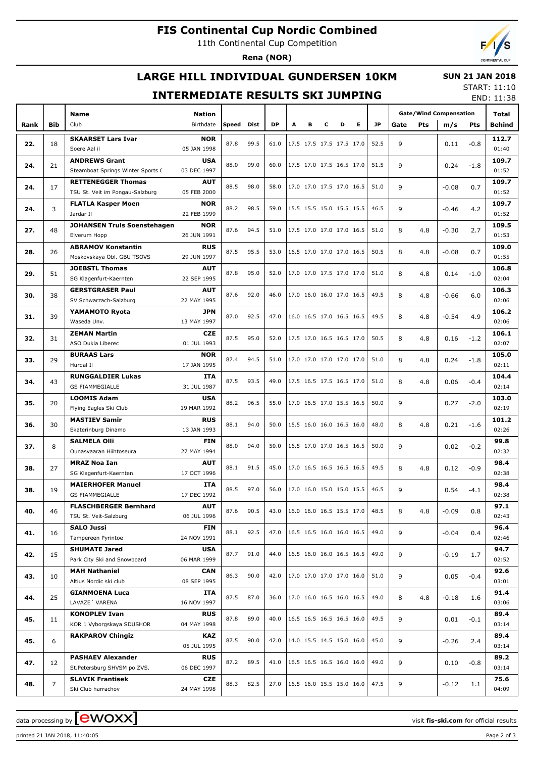# FIS Continental Cup Nordic Combined

11th Continental Cup Competition

**Rena (NOR)**

## LARGE HILL INDIVIDUAL GUNDERSEN 10KM

## INTERMEDIATE RESULTS SKI JUMPING

**SUN 21 JAN 2018**

START: 11:10

END: 11:38

| Rank | Bib | Name / Club | Nation / Birthdate | Speed | Dist | DP | A | B | C | D | E | JP | Gate | Pts | m/s | Pts | Total / Behind |
|---|---|---|---|---|---|---|---|---|---|---|---|---|---|---|---|---|---|
| | | | | | | | | | | | | | Gate/Wind Compensation | | | | |
| 22. | 18 | **SKAARSET Lars Ivar** Soere Aal il | **NOR** 05 JAN 1998 | 87.8 | 99.5 | 61.0 | 17.5 | 17.5 | 17.5 | 17.5 | 17.0 | 52.5 | 9 | | 0.11 | -0.8 | **112.7** 01:40 |
| 24. | 21 | **ANDREWS Grant** Steamboat Springs Winter Sports ( | **USA** 03 DEC 1997 | 88.0 | 99.0 | 60.0 | 17.5 | 17.0 | 17.5 | 16.5 | 17.0 | 51.5 | 9 | | 0.24 | -1.8 | **109.7** 01:52 |
| 24. | 17 | **RETTENEGGER Thomas** TSU St. Veit im Pongau-Salzburg | **AUT** 05 FEB 2000 | 88.5 | 98.0 | 58.0 | 17.0 | 17.0 | 17.5 | 17.0 | 16.5 | 51.0 | 9 | | -0.08 | 0.7 | **109.7** 01:52 |
| 24. | 3 | **FLATLA Kasper Moen** Jardar Il | **NOR** 22 FEB 1999 | 88.2 | 98.5 | 59.0 | 15.5 | 15.5 | 15.0 | 15.5 | 15.5 | 46.5 | 9 | | -0.46 | 4.2 | **109.7** 01:52 |
| 27. | 48 | **JOHANSEN Truls Soenstehagen** Elverum Hopp | **NOR** 26 JUN 1991 | 87.6 | 94.5 | 51.0 | 17.5 | 17.0 | 17.0 | 17.0 | 16.5 | 51.0 | 8 | 4.8 | -0.30 | 2.7 | **109.5** 01:53 |
| 28. | 26 | **ABRAMOV Konstantin** Moskovskaya Obl. GBU TSOVS | **RUS** 29 JUN 1997 | 87.5 | 95.5 | 53.0 | 16.5 | 17.0 | 17.0 | 17.0 | 16.5 | 50.5 | 8 | 4.8 | -0.08 | 0.7 | **109.0** 01:55 |
| 29. | 51 | **JOEBSTL Thomas** SG Klagenfurt-Kaernten | **AUT** 22 SEP 1995 | 87.8 | 95.0 | 52.0 | 17.0 | 17.0 | 17.5 | 17.0 | 17.0 | 51.0 | 8 | 4.8 | 0.14 | -1.0 | **106.8** 02:04 |
| 30. | 38 | **GERSTGRASER Paul** SV Schwarzach-Salzburg | **AUT** 22 MAY 1995 | 87.6 | 92.0 | 46.0 | 17.0 | 16.0 | 16.0 | 17.0 | 16.5 | 49.5 | 8 | 4.8 | -0.66 | 6.0 | **106.3** 02:06 |
| 31. | 39 | **YAMAMOTO Ryota** Waseda Unv. | **JPN** 13 MAY 1997 | 87.0 | 92.5 | 47.0 | 16.0 | 16.5 | 17.0 | 16.5 | 16.5 | 49.5 | 8 | 4.8 | -0.54 | 4.9 | **106.2** 02:06 |
| 32. | 31 | **ZEMAN Martin** ASO Dukla Liberec | **CZE** 01 JUL 1993 | 87.5 | 95.0 | 52.0 | 17.5 | 17.0 | 16.5 | 16.5 | 17.0 | 50.5 | 8 | 4.8 | 0.16 | -1.2 | **106.1** 02:07 |
| 33. | 29 | **BURAAS Lars** Hurdal Il | **NOR** 17 JAN 1995 | 87.4 | 94.5 | 51.0 | 17.0 | 17.0 | 17.0 | 17.0 | 17.0 | 51.0 | 8 | 4.8 | 0.24 | -1.8 | **105.0** 02:11 |
| 34. | 43 | **RUNGGALDIER Lukas** GS FIAMMEGIALLE | **ITA** 31 JUL 1987 | 87.5 | 93.5 | 49.0 | 17.5 | 16.5 | 17.5 | 16.5 | 17.0 | 51.0 | 8 | 4.8 | 0.06 | -0.4 | **104.4** 02:14 |
| 35. | 20 | **LOOMIS Adam** Flying Eagles Ski Club | **USA** 19 MAR 1992 | 88.2 | 96.5 | 55.0 | 17.0 | 16.5 | 17.0 | 15.5 | 16.5 | 50.0 | 9 | | 0.27 | -2.0 | **103.0** 02:19 |
| 36. | 30 | **MASTIEV Samir** Ekaterinburg Dinamo | **RUS** 13 JAN 1993 | 88.1 | 94.0 | 50.0 | 15.5 | 16.0 | 16.0 | 16.5 | 16.0 | 48.0 | 8 | 4.8 | 0.21 | -1.6 | **101.2** 02:26 |
| 37. | 8 | **SALMELA Olli** Ounasvaaran Hiihtoseura | **FIN** 27 MAY 1994 | 88.0 | 94.0 | 50.0 | 16.5 | 17.0 | 17.0 | 16.5 | 16.5 | 50.0 | 9 | | 0.02 | -0.2 | **99.8** 02:32 |
| 38. | 27 | **MRAZ Noa Ian** SG Klagenfurt-Kaernten | **AUT** 17 OCT 1996 | 88.1 | 91.5 | 45.0 | 17.0 | 16.5 | 16.5 | 16.5 | 16.5 | 49.5 | 8 | 4.8 | 0.12 | -0.9 | **98.4** 02:38 |
| 38. | 19 | **MAIERHOFER Manuel** GS FIAMMEGIALLE | **ITA** 17 DEC 1992 | 88.5 | 97.0 | 56.0 | 17.0 | 16.0 | 15.0 | 15.0 | 15.5 | 46.5 | 9 | | 0.54 | -4.1 | **98.4** 02:38 |
| 40. | 46 | **FLASCHBERGER Bernhard** TSU St. Veit-Salzburg | **AUT** 06 JUL 1996 | 87.6 | 90.5 | 43.0 | 16.0 | 16.0 | 16.5 | 15.5 | 17.0 | 48.5 | 8 | 4.8 | -0.09 | 0.8 | **97.1** 02:43 |
| 41. | 16 | **SALO Jussi** Tampereen Pyrintoe | **FIN** 24 NOV 1991 | 88.1 | 92.5 | 47.0 | 16.5 | 16.5 | 16.0 | 16.0 | 16.5 | 49.0 | 9 | | -0.04 | 0.4 | **96.4** 02:46 |
| 42. | 15 | **SHUMATE Jared** Park City Ski and Snowboard | **USA** 06 MAR 1999 | 87.7 | 91.0 | 44.0 | 16.5 | 16.0 | 16.0 | 16.5 | 16.5 | 49.0 | 9 | | -0.19 | 1.7 | **94.7** 02:52 |
| 43. | 10 | **MAH Nathaniel** Altius Nordic ski club | **CAN** 08 SEP 1995 | 86.3 | 90.0 | 42.0 | 17.0 | 17.0 | 17.0 | 17.0 | 16.0 | 51.0 | 9 | | 0.05 | -0.4 | **92.6** 03:01 |
| 44. | 25 | **GIANMOENA Luca** LAVAZE´ VARENA | **ITA** 16 NOV 1997 | 87.5 | 87.0 | 36.0 | 17.0 | 16.0 | 16.5 | 16.0 | 16.5 | 49.0 | 8 | 4.8 | -0.18 | 1.6 | **91.4** 03:06 |
| 45. | 11 | **KONOPLEV Ivan** KOR 1 Vyborgskaya SDUSHOR | **RUS** 04 MAY 1998 | 87.8 | 89.0 | 40.0 | 16.5 | 16.5 | 16.5 | 16.5 | 16.0 | 49.5 | 9 | | 0.01 | -0.1 | **89.4** 03:14 |
| 45. | 6 | **RAKPAROV Chingiz** | **KAZ** 05 JUL 1995 | 87.5 | 90.0 | 42.0 | 14.0 | 15.5 | 14.5 | 15.0 | 16.0 | 45.0 | 9 | | -0.26 | 2.4 | **89.4** 03:14 |
| 47. | 12 | **PASHAEV Alexander** St.Petersburg SHVSM po ZVS. | **RUS** 06 DEC 1997 | 87.2 | 89.5 | 41.0 | 16.5 | 16.5 | 16.5 | 16.0 | 16.0 | 49.0 | 9 | | 0.10 | -0.8 | **89.2** 03:14 |
| 48. | 7 | **SLAVIK Frantisek** Ski Club harrachov | **CZE** 24 MAY 1998 | 88.3 | 82.5 | 27.0 | 16.5 | 16.0 | 15.5 | 15.0 | 16.0 | 47.5 | 9 | | -0.12 | 1.1 | **75.6** 04:09 |

data processing by ewoxx — visit **fis-ski.com** for official results

printed 21 JAN 2018, 11:40:05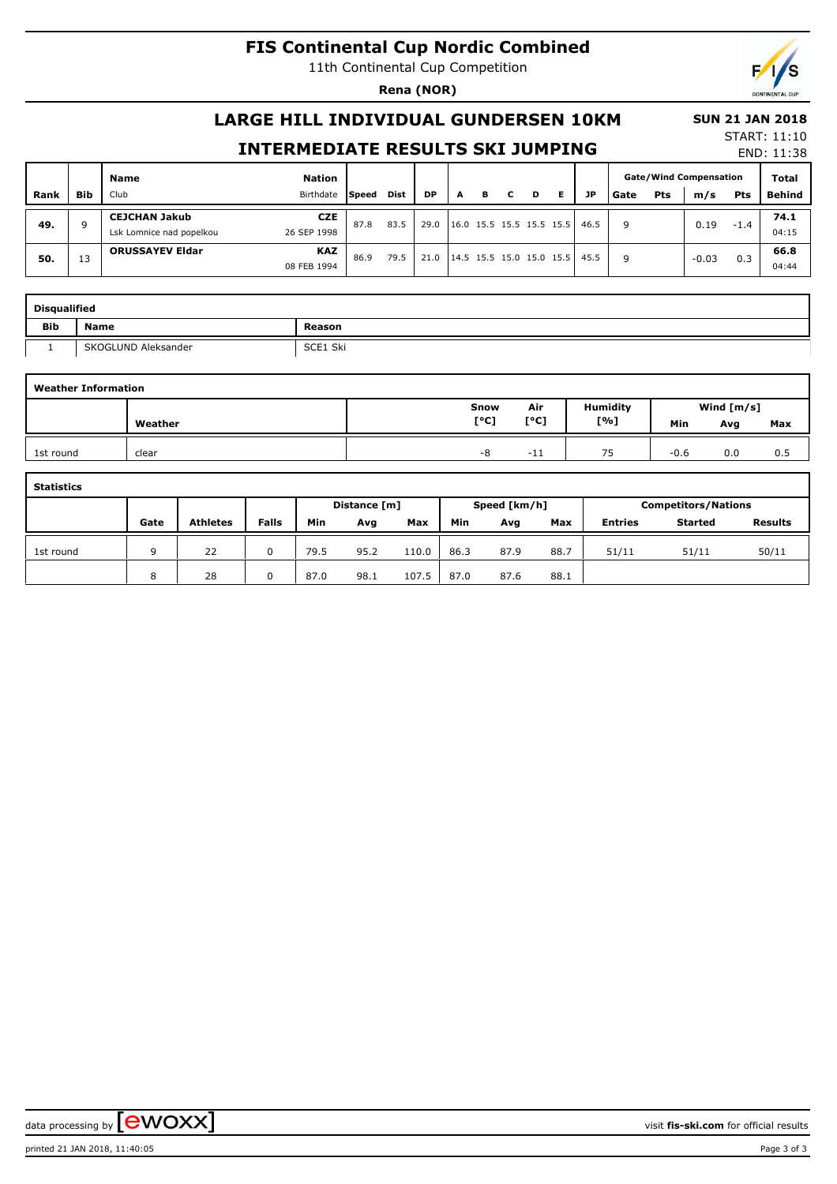# FIS Continental Cup Nordic Combined

11th Continental Cup Competition

**Rena (NOR)**

## LARGE HILL INDIVIDUAL GUNDERSEN 10KM

**SUN 21 JAN 2018**

START: 11:10

END: 11:38

## INTERMEDIATE RESULTS SKI JUMPING

| Rank | Bib | Name / Club | Nation / Birthdate | Speed | Dist | DP | A | B | C | D | E | JP | Gate | Pts | m/s | Pts | Total / Behind |
|---|---|---|---|---|---|---|---|---|---|---|---|---|---|---|---|---|---|
| 49. | 9 | **CEJCHAN Jakub** Lsk Lomnice nad popelkou | **CZE** 26 SEP 1998 | 87.8 | 83.5 | 29.0 | 16.0 | 15.5 | 15.5 | 15.5 | 15.5 | 46.5 | 9 | | 0.19 | -1.4 | **74.1** 04:15 |
| 50. | 13 | **ORUSSAYEV Eldar** | **KAZ** 08 FEB 1994 | 86.9 | 79.5 | 21.0 | 14.5 | 15.5 | 15.0 | 15.0 | 15.5 | 45.5 | 9 | | -0.03 | 0.3 | **66.8** 04:44 |

**Disqualified**

| Bib | Name | Reason |
|---|---|---|
| 1 | SKOGLUND Aleksander | SCE1 Ski |

**Weather Information**

| | Weather | Snow [°C] | Air [°C] | Humidity [%] | Wind [m/s] Min | Avg | Max |
|---|---|---|---|---|---|---|---|
| 1st round | clear | -8 | -11 | 75 | -0.6 | 0.0 | 0.5 |

**Statistics**

| | Gate | Athletes | Falls | Distance [m] Min | Avg | Max | Speed [km/h] Min | Avg | Max | Competitors/Nations Entries | Started | Results |
|---|---|---|---|---|---|---|---|---|---|---|---|---|
| 1st round | 9 | 22 | 0 | 79.5 | 95.2 | 110.0 | 86.3 | 87.9 | 88.7 | 51/11 | 51/11 | 50/11 |
| | 8 | 28 | 0 | 87.0 | 98.1 | 107.5 | 87.0 | 87.6 | 88.1 | | | |

data processing by [ewoxx]

visit fis-ski.com for official results

printed 21 JAN 2018, 11:40:05